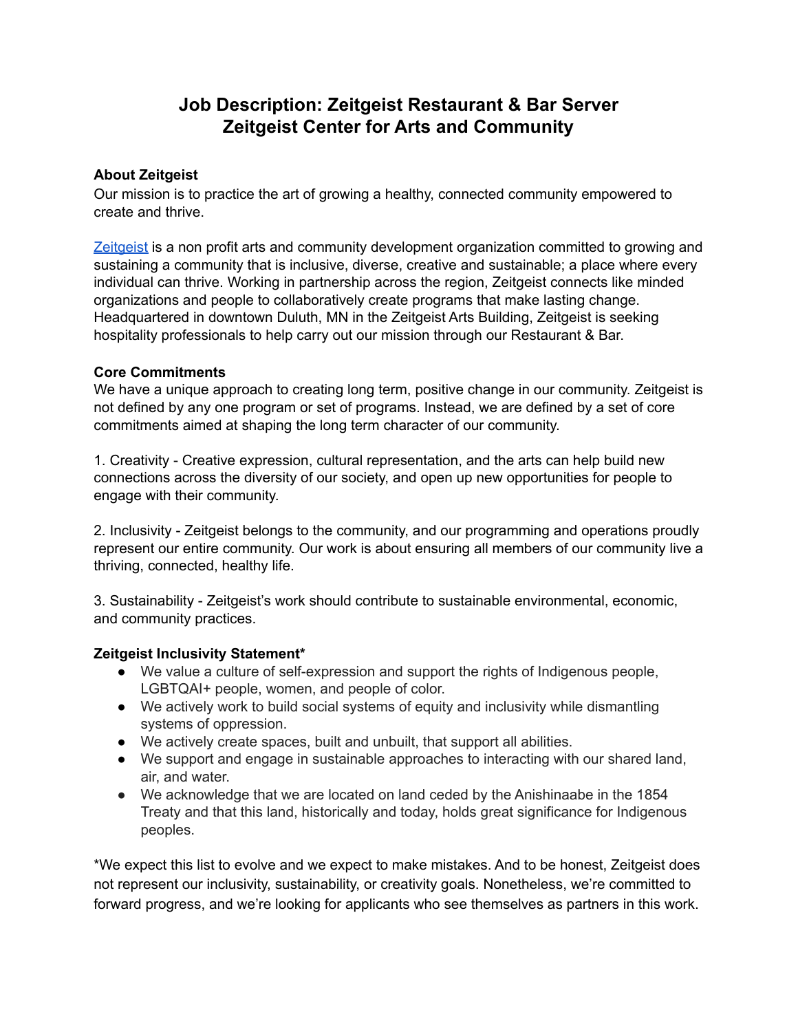# Job Description: Zeitgeist Restaurant & Bar Server
# Zeitgeist Center for Arts and Community

**About Zeitgeist**
Our mission is to practice the art of growing a healthy, connected community empowered to create and thrive.

[Zeitgeist](#) is a non profit arts and community development organization committed to growing and sustaining a community that is inclusive, diverse, creative and sustainable; a place where every individual can thrive. Working in partnership across the region, Zeitgeist connects like minded organizations and people to collaboratively create programs that make lasting change. Headquartered in downtown Duluth, MN in the Zeitgeist Arts Building, Zeitgeist is seeking hospitality professionals to help carry out our mission through our Restaurant & Bar.

**Core Commitments**
We have a unique approach to creating long term, positive change in our community. Zeitgeist is not defined by any one program or set of programs. Instead, we are defined by a set of core commitments aimed at shaping the long term character of our community.

1. Creativity - Creative expression, cultural representation, and the arts can help build new connections across the diversity of our society, and open up new opportunities for people to engage with their community.

2. Inclusivity - Zeitgeist belongs to the community, and our programming and operations proudly represent our entire community. Our work is about ensuring all members of our community live a thriving, connected, healthy life.

3. Sustainability - Zeitgeist's work should contribute to sustainable environmental, economic, and community practices.

**Zeitgeist Inclusivity Statement***

- We value a culture of self-expression and support the rights of Indigenous people, LGBTQAI+ people, women, and people of color.
- We actively work to build social systems of equity and inclusivity while dismantling systems of oppression.
- We actively create spaces, built and unbuilt, that support all abilities.
- We support and engage in sustainable approaches to interacting with our shared land, air, and water.
- We acknowledge that we are located on land ceded by the Anishinaabe in the 1854 Treaty and that this land, historically and today, holds great significance for Indigenous peoples.

*We expect this list to evolve and we expect to make mistakes. And to be honest, Zeitgeist does not represent our inclusivity, sustainability, or creativity goals. Nonetheless, we're committed to forward progress, and we're looking for applicants who see themselves as partners in this work.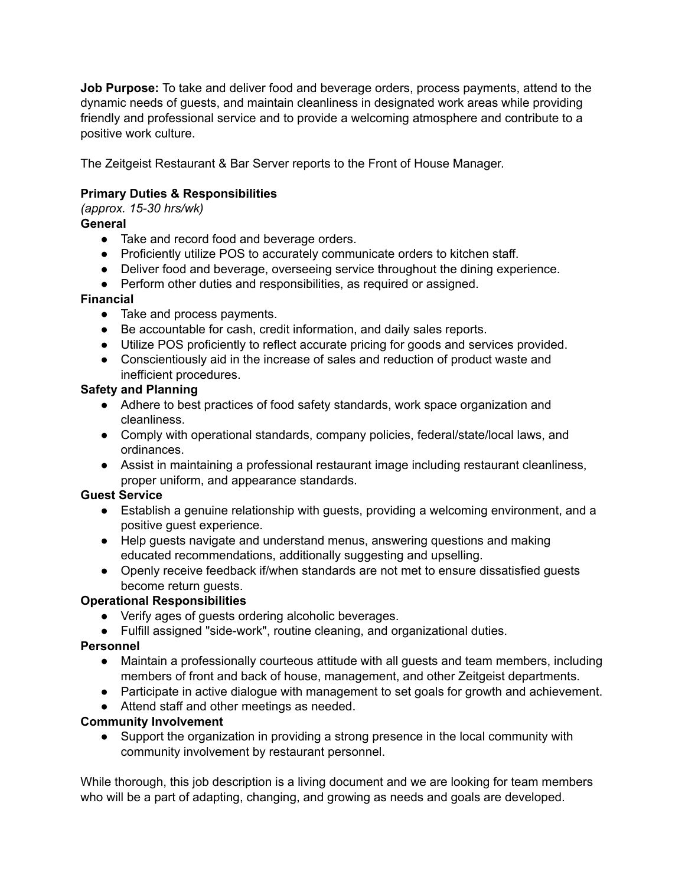**Job Purpose:** To take and deliver food and beverage orders, process payments, attend to the dynamic needs of guests, and maintain cleanliness in designated work areas while providing friendly and professional service and to provide a welcoming atmosphere and contribute to a positive work culture.

The Zeitgeist Restaurant & Bar Server reports to the Front of House Manager.

**Primary Duties & Responsibilities**
*(approx. 15-30 hrs/wk)*

**General**

- Take and record food and beverage orders.
- Proficiently utilize POS to accurately communicate orders to kitchen staff.
- Deliver food and beverage, overseeing service throughout the dining experience.
- Perform other duties and responsibilities, as required or assigned.

**Financial**

- Take and process payments.
- Be accountable for cash, credit information, and daily sales reports.
- Utilize POS proficiently to reflect accurate pricing for goods and services provided.
- Conscientiously aid in the increase of sales and reduction of product waste and inefficient procedures.

**Safety and Planning**

- Adhere to best practices of food safety standards, work space organization and cleanliness.
- Comply with operational standards, company policies, federal/state/local laws, and ordinances.
- Assist in maintaining a professional restaurant image including restaurant cleanliness, proper uniform, and appearance standards.

**Guest Service**

- Establish a genuine relationship with guests, providing a welcoming environment, and a positive guest experience.
- Help guests navigate and understand menus, answering questions and making educated recommendations, additionally suggesting and upselling.
- Openly receive feedback if/when standards are not met to ensure dissatisfied guests become return guests.

**Operational Responsibilities**

- Verify ages of guests ordering alcoholic beverages.
- Fulfill assigned "side-work", routine cleaning, and organizational duties.

**Personnel**

- Maintain a professionally courteous attitude with all guests and team members, including members of front and back of house, management, and other Zeitgeist departments.
- Participate in active dialogue with management to set goals for growth and achievement.
- Attend staff and other meetings as needed.

**Community Involvement**

- Support the organization in providing a strong presence in the local community with community involvement by restaurant personnel.

While thorough, this job description is a living document and we are looking for team members who will be a part of adapting, changing, and growing as needs and goals are developed.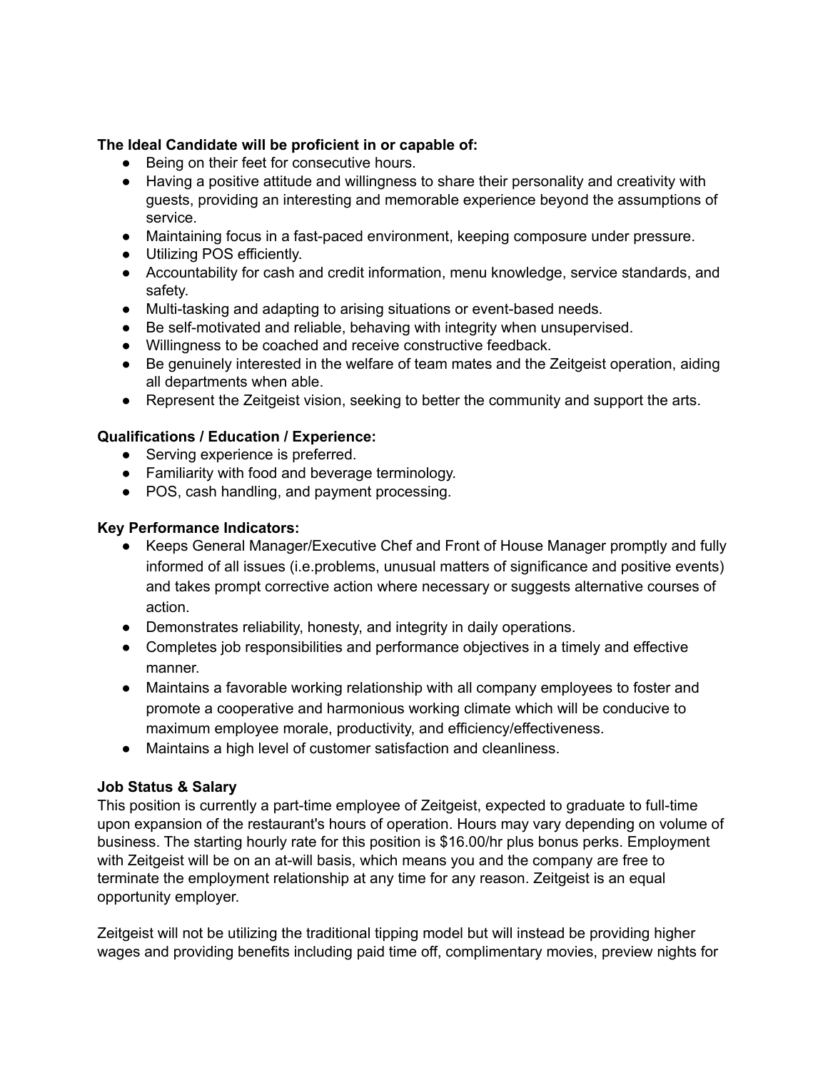**The Ideal Candidate will be proficient in or capable of:**

- Being on their feet for consecutive hours.
- Having a positive attitude and willingness to share their personality and creativity with guests, providing an interesting and memorable experience beyond the assumptions of service.
- Maintaining focus in a fast-paced environment, keeping composure under pressure.
- Utilizing POS efficiently.
- Accountability for cash and credit information, menu knowledge, service standards, and safety.
- Multi-tasking and adapting to arising situations or event-based needs.
- Be self-motivated and reliable, behaving with integrity when unsupervised.
- Willingness to be coached and receive constructive feedback.
- Be genuinely interested in the welfare of team mates and the Zeitgeist operation, aiding all departments when able.
- Represent the Zeitgeist vision, seeking to better the community and support the arts.

**Qualifications / Education / Experience:**

- Serving experience is preferred.
- Familiarity with food and beverage terminology.
- POS, cash handling, and payment processing.

**Key Performance Indicators:**

- Keeps General Manager/Executive Chef and Front of House Manager promptly and fully informed of all issues (i.e.problems, unusual matters of significance and positive events) and takes prompt corrective action where necessary or suggests alternative courses of action.
- Demonstrates reliability, honesty, and integrity in daily operations.
- Completes job responsibilities and performance objectives in a timely and effective manner.
- Maintains a favorable working relationship with all company employees to foster and promote a cooperative and harmonious working climate which will be conducive to maximum employee morale, productivity, and efficiency/effectiveness.
- Maintains a high level of customer satisfaction and cleanliness.

**Job Status & Salary**

This position is currently a part-time employee of Zeitgeist, expected to graduate to full-time upon expansion of the restaurant's hours of operation. Hours may vary depending on volume of business. The starting hourly rate for this position is $16.00/hr plus bonus perks. Employment with Zeitgeist will be on an at-will basis, which means you and the company are free to terminate the employment relationship at any time for any reason. Zeitgeist is an equal opportunity employer.

Zeitgeist will not be utilizing the traditional tipping model but will instead be providing higher wages and providing benefits including paid time off, complimentary movies, preview nights for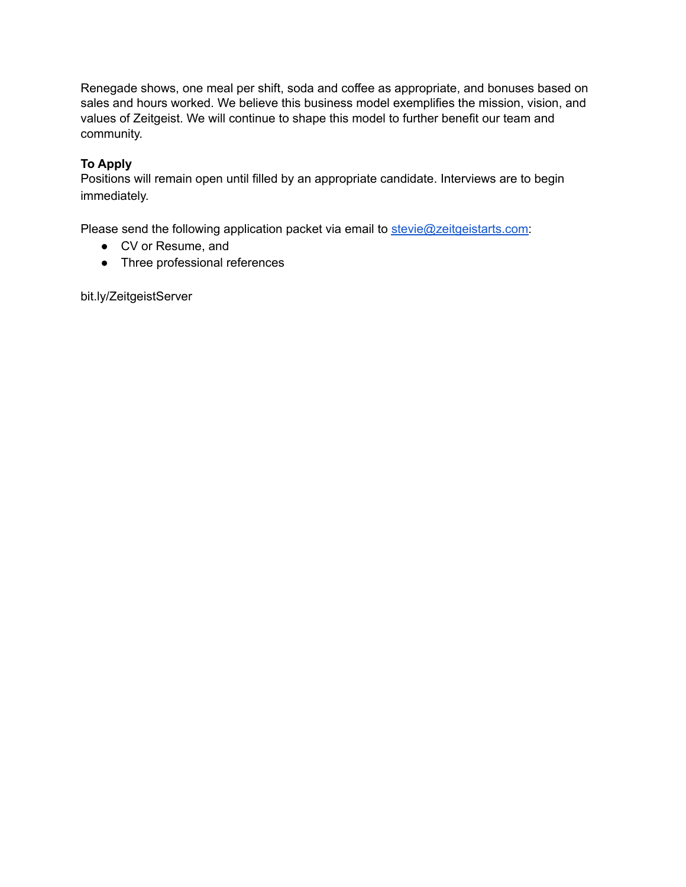Renegade shows, one meal per shift, soda and coffee as appropriate, and bonuses based on sales and hours worked. We believe this business model exemplifies the mission, vision, and values of Zeitgeist. We will continue to shape this model to further benefit our team and community.

**To Apply**

Positions will remain open until filled by an appropriate candidate. Interviews are to begin immediately.

Please send the following application packet via email to stevie@zeitgeistarts.com:

- CV or Resume, and
- Three professional references

bit.ly/ZeitgeistServer